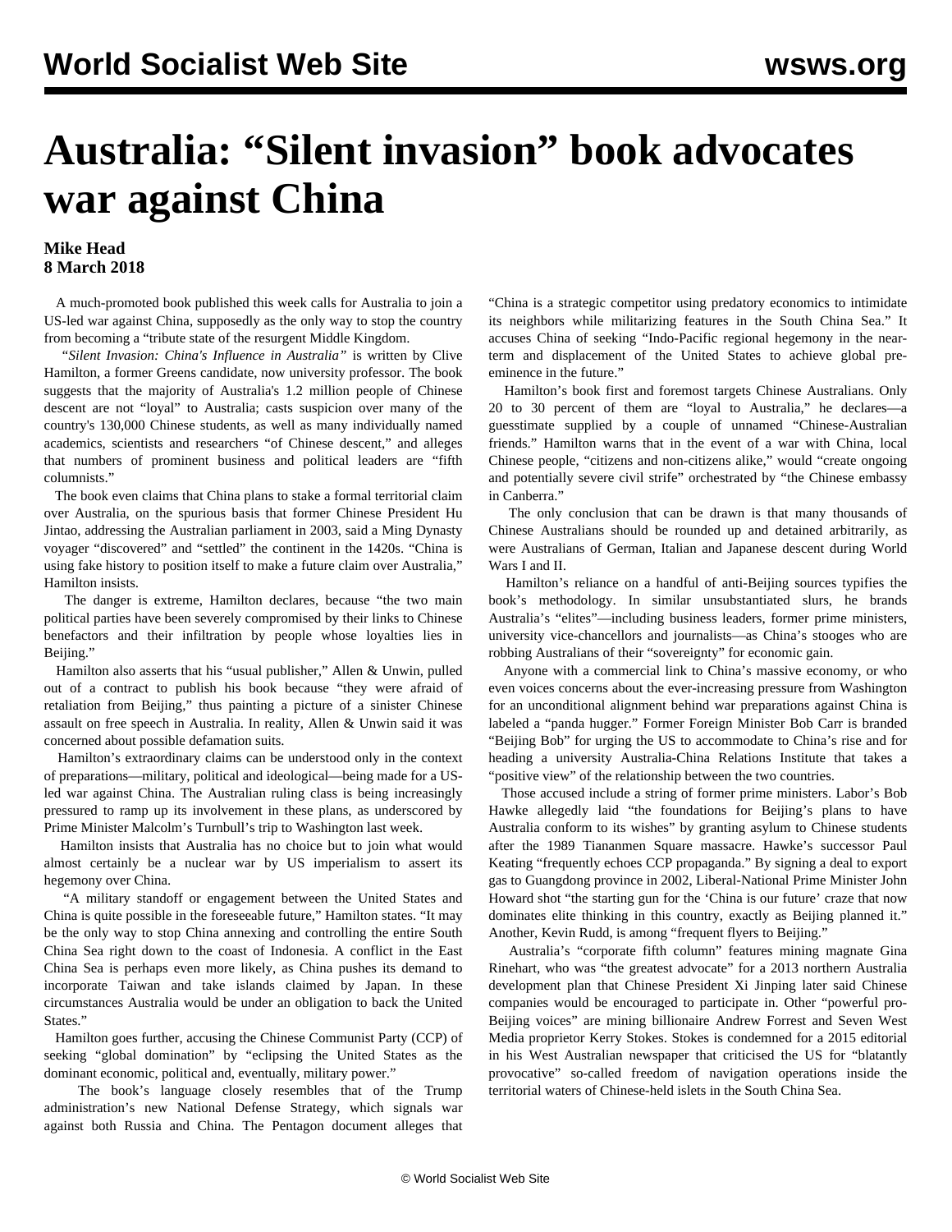# Australia: "Silent invasion" book advocates war against China

**Mike Head**
**8 March 2018**

A much-promoted book published this week calls for Australia to join a US-led war against China, supposedly as the only way to stop the country from becoming a "tribute state of the resurgent Middle Kingdom.

*"Silent Invasion: China's Influence in Australia"* is written by Clive Hamilton, a former Greens candidate, now university professor. The book suggests that the majority of Australia's 1.2 million people of Chinese descent are not "loyal" to Australia; casts suspicion over many of the country's 130,000 Chinese students, as well as many individually named academics, scientists and researchers "of Chinese descent," and alleges that numbers of prominent business and political leaders are "fifth columnists."

The book even claims that China plans to stake a formal territorial claim over Australia, on the spurious basis that former Chinese President Hu Jintao, addressing the Australian parliament in 2003, said a Ming Dynasty voyager "discovered" and "settled" the continent in the 1420s. "China is using fake history to position itself to make a future claim over Australia," Hamilton insists.

The danger is extreme, Hamilton declares, because "the two main political parties have been severely compromised by their links to Chinese benefactors and their infiltration by people whose loyalties lies in Beijing."

Hamilton also asserts that his "usual publisher," Allen & Unwin, pulled out of a contract to publish his book because "they were afraid of retaliation from Beijing," thus painting a picture of a sinister Chinese assault on free speech in Australia. In reality, Allen & Unwin said it was concerned about possible defamation suits.

Hamilton's extraordinary claims can be understood only in the context of preparations—military, political and ideological—being made for a US-led war against China. The Australian ruling class is being increasingly pressured to ramp up its involvement in these plans, as underscored by Prime Minister Malcolm's Turnbull's trip to Washington last week.

Hamilton insists that Australia has no choice but to join what would almost certainly be a nuclear war by US imperialism to assert its hegemony over China.

"A military standoff or engagement between the United States and China is quite possible in the foreseeable future," Hamilton states. "It may be the only way to stop China annexing and controlling the entire South China Sea right down to the coast of Indonesia. A conflict in the East China Sea is perhaps even more likely, as China pushes its demand to incorporate Taiwan and take islands claimed by Japan. In these circumstances Australia would be under an obligation to back the United States."

Hamilton goes further, accusing the Chinese Communist Party (CCP) of seeking "global domination" by "eclipsing the United States as the dominant economic, political and, eventually, military power."

The book's language closely resembles that of the Trump administration's new National Defense Strategy, which signals war against both Russia and China. The Pentagon document alleges that "China is a strategic competitor using predatory economics to intimidate its neighbors while militarizing features in the South China Sea." It accuses China of seeking "Indo-Pacific regional hegemony in the near-term and displacement of the United States to achieve global pre-eminence in the future."

Hamilton's book first and foremost targets Chinese Australians. Only 20 to 30 percent of them are "loyal to Australia," he declares—a guesstimate supplied by a couple of unnamed "Chinese-Australian friends." Hamilton warns that in the event of a war with China, local Chinese people, "citizens and non-citizens alike," would "create ongoing and potentially severe civil strife" orchestrated by "the Chinese embassy in Canberra."

The only conclusion that can be drawn is that many thousands of Chinese Australians should be rounded up and detained arbitrarily, as were Australians of German, Italian and Japanese descent during World Wars I and II.

Hamilton's reliance on a handful of anti-Beijing sources typifies the book's methodology. In similar unsubstantiated slurs, he brands Australia's "elites"—including business leaders, former prime ministers, university vice-chancellors and journalists—as China's stooges who are robbing Australians of their "sovereignty" for economic gain.

Anyone with a commercial link to China's massive economy, or who even voices concerns about the ever-increasing pressure from Washington for an unconditional alignment behind war preparations against China is labeled a "panda hugger." Former Foreign Minister Bob Carr is branded "Beijing Bob" for urging the US to accommodate to China's rise and for heading a university Australia-China Relations Institute that takes a "positive view" of the relationship between the two countries.

Those accused include a string of former prime ministers. Labor's Bob Hawke allegedly laid "the foundations for Beijing's plans to have Australia conform to its wishes" by granting asylum to Chinese students after the 1989 Tiananmen Square massacre. Hawke's successor Paul Keating "frequently echoes CCP propaganda." By signing a deal to export gas to Guangdong province in 2002, Liberal-National Prime Minister John Howard shot "the starting gun for the 'China is our future' craze that now dominates elite thinking in this country, exactly as Beijing planned it." Another, Kevin Rudd, is among "frequent flyers to Beijing."

Australia's "corporate fifth column" features mining magnate Gina Rinehart, who was "the greatest advocate" for a 2013 northern Australia development plan that Chinese President Xi Jinping later said Chinese companies would be encouraged to participate in. Other "powerful pro-Beijing voices" are mining billionaire Andrew Forrest and Seven West Media proprietor Kerry Stokes. Stokes is condemned for a 2015 editorial in his West Australian newspaper that criticised the US for "blatantly provocative" so-called freedom of navigation operations inside the territorial waters of Chinese-held islets in the South China Sea.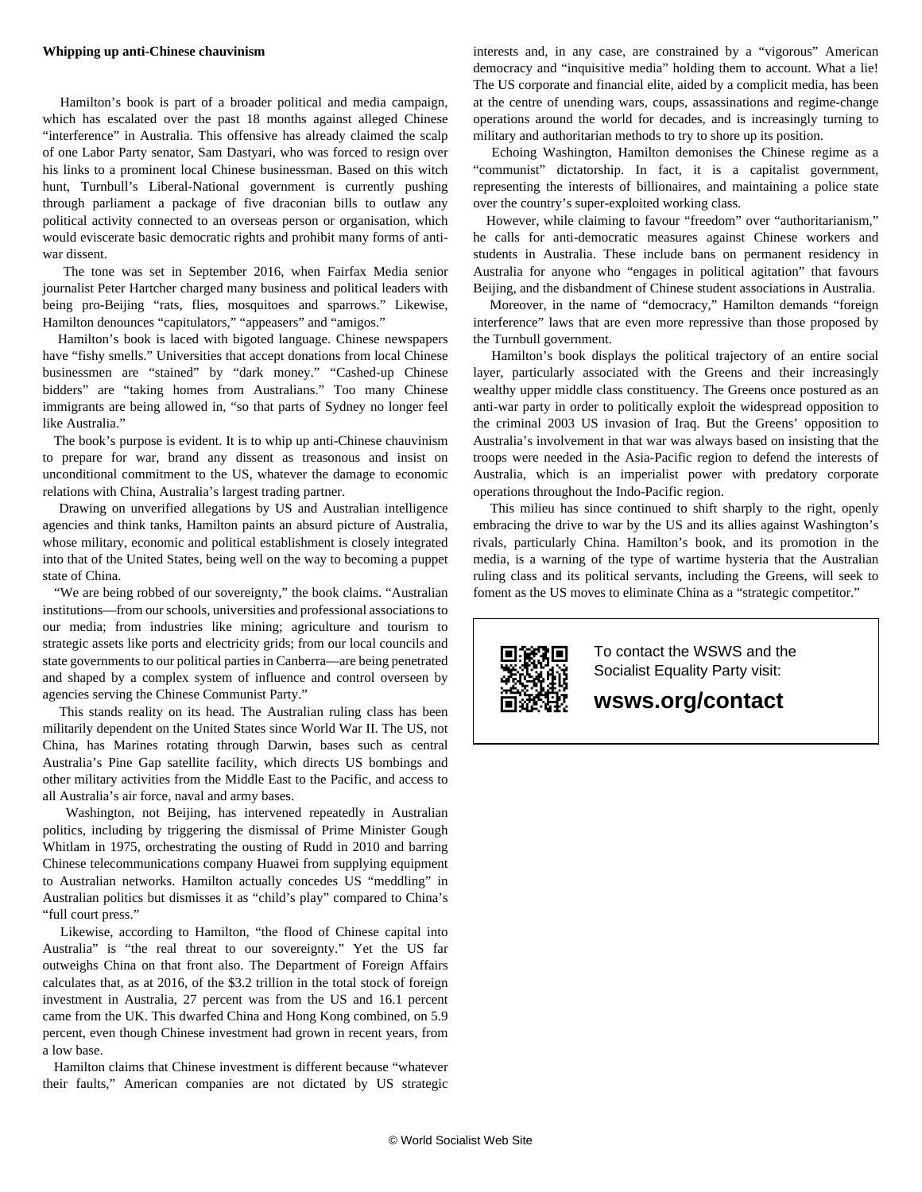**Whipping up anti-Chinese chauvinism**

Hamilton's book is part of a broader political and media campaign, which has escalated over the past 18 months against alleged Chinese "interference" in Australia. This offensive has already claimed the scalp of one Labor Party senator, Sam Dastyari, who was forced to resign over his links to a prominent local Chinese businessman. Based on this witch hunt, Turnbull's Liberal-National government is currently pushing through parliament a package of five draconian bills to outlaw any political activity connected to an overseas person or organisation, which would eviscerate basic democratic rights and prohibit many forms of anti-war dissent.

The tone was set in September 2016, when Fairfax Media senior journalist Peter Hartcher charged many business and political leaders with being pro-Beijing "rats, flies, mosquitoes and sparrows." Likewise, Hamilton denounces "capitulators," "appeasers" and "amigos."

Hamilton's book is laced with bigoted language. Chinese newspapers have "fishy smells." Universities that accept donations from local Chinese businessmen are "stained" by "dark money." "Cashed-up Chinese bidders" are "taking homes from Australians." Too many Chinese immigrants are being allowed in, "so that parts of Sydney no longer feel like Australia."

The book's purpose is evident. It is to whip up anti-Chinese chauvinism to prepare for war, brand any dissent as treasonous and insist on unconditional commitment to the US, whatever the damage to economic relations with China, Australia's largest trading partner.

Drawing on unverified allegations by US and Australian intelligence agencies and think tanks, Hamilton paints an absurd picture of Australia, whose military, economic and political establishment is closely integrated into that of the United States, being well on the way to becoming a puppet state of China.

"We are being robbed of our sovereignty," the book claims. "Australian institutions—from our schools, universities and professional associations to our media; from industries like mining; agriculture and tourism to strategic assets like ports and electricity grids; from our local councils and state governments to our political parties in Canberra—are being penetrated and shaped by a complex system of influence and control overseen by agencies serving the Chinese Communist Party."

This stands reality on its head. The Australian ruling class has been militarily dependent on the United States since World War II. The US, not China, has Marines rotating through Darwin, bases such as central Australia's Pine Gap satellite facility, which directs US bombings and other military activities from the Middle East to the Pacific, and access to all Australia's air force, naval and army bases.

Washington, not Beijing, has intervened repeatedly in Australian politics, including by triggering the dismissal of Prime Minister Gough Whitlam in 1975, orchestrating the ousting of Rudd in 2010 and barring Chinese telecommunications company Huawei from supplying equipment to Australian networks. Hamilton actually concedes US "meddling" in Australian politics but dismisses it as "child's play" compared to China's "full court press."

Likewise, according to Hamilton, "the flood of Chinese capital into Australia" is "the real threat to our sovereignty." Yet the US far outweighs China on that front also. The Department of Foreign Affairs calculates that, as at 2016, of the $3.2 trillion in the total stock of foreign investment in Australia, 27 percent was from the US and 16.1 percent came from the UK. This dwarfed China and Hong Kong combined, on 5.9 percent, even though Chinese investment had grown in recent years, from a low base.

Hamilton claims that Chinese investment is different because "whatever their faults," American companies are not dictated by US strategic interests and, in any case, are constrained by a "vigorous" American democracy and "inquisitive media" holding them to account. What a lie! The US corporate and financial elite, aided by a complicit media, has been at the centre of unending wars, coups, assassinations and regime-change operations around the world for decades, and is increasingly turning to military and authoritarian methods to try to shore up its position.

Echoing Washington, Hamilton demonises the Chinese regime as a "communist" dictatorship. In fact, it is a capitalist government, representing the interests of billionaires, and maintaining a police state over the country's super-exploited working class.

However, while claiming to favour "freedom" over "authoritarianism," he calls for anti-democratic measures against Chinese workers and students in Australia. These include bans on permanent residency in Australia for anyone who "engages in political agitation" that favours Beijing, and the disbandment of Chinese student associations in Australia.

Moreover, in the name of "democracy," Hamilton demands "foreign interference" laws that are even more repressive than those proposed by the Turnbull government.

Hamilton's book displays the political trajectory of an entire social layer, particularly associated with the Greens and their increasingly wealthy upper middle class constituency. The Greens once postured as an anti-war party in order to politically exploit the widespread opposition to the criminal 2003 US invasion of Iraq. But the Greens' opposition to Australia's involvement in that war was always based on insisting that the troops were needed in the Asia-Pacific region to defend the interests of Australia, which is an imperialist power with predatory corporate operations throughout the Indo-Pacific region.

This milieu has since continued to shift sharply to the right, openly embracing the drive to war by the US and its allies against Washington's rivals, particularly China. Hamilton's book, and its promotion in the media, is a warning of the type of wartime hysteria that the Australian ruling class and its political servants, including the Greens, will seek to foment as the US moves to eliminate China as a "strategic competitor."

To contact the WSWS and the Socialist Equality Party visit:

**wsws.org/contact**